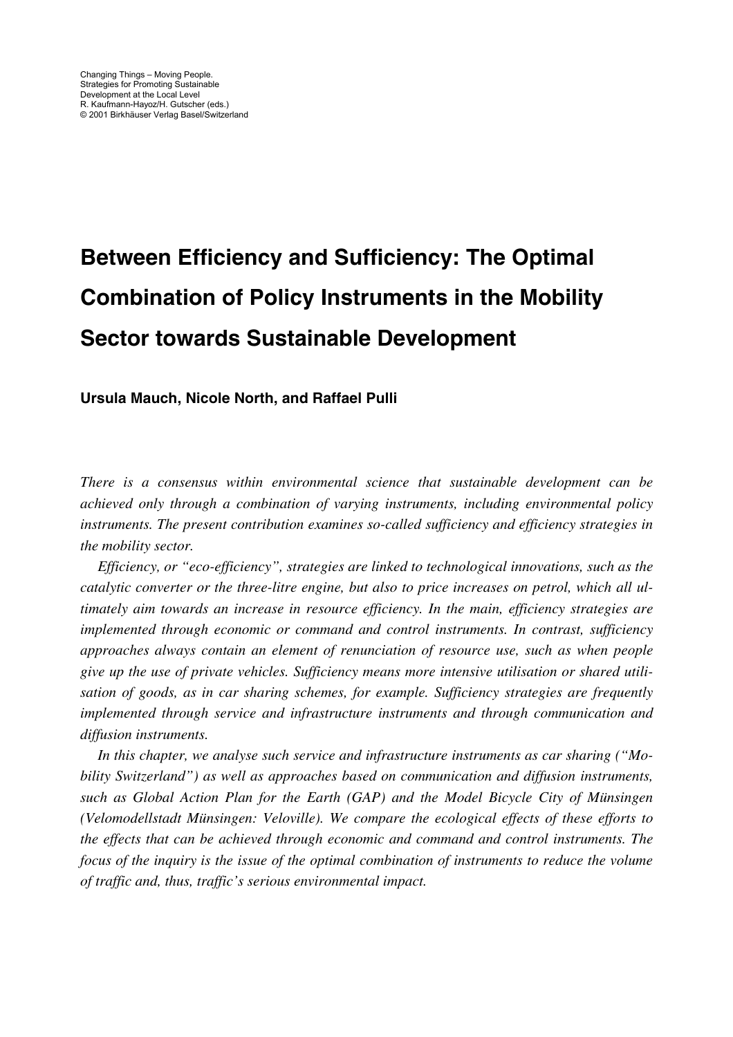Changing Things – Moving People.
Strategies for Promoting Sustainable
Development at the Local Level
R. Kaufmann-Hayoz/H. Gutscher (eds.)
© 2001 Birkhäuser Verlag Basel/Switzerland

# Between Efficiency and Sufficiency: The Optimal Combination of Policy Instruments in the Mobility Sector towards Sustainable Development

**Ursula Mauch, Nicole North, and Raffael Pulli**

*There is a consensus within environmental science that sustainable development can be achieved only through a combination of varying instruments, including environmental policy instruments. The present contribution examines so-called sufficiency and efficiency strategies in the mobility sector.*

*Efficiency, or "eco-efficiency", strategies are linked to technological innovations, such as the catalytic converter or the three-litre engine, but also to price increases on petrol, which all ultimately aim towards an increase in resource efficiency. In the main, efficiency strategies are implemented through economic or command and control instruments. In contrast, sufficiency approaches always contain an element of renunciation of resource use, such as when people give up the use of private vehicles. Sufficiency means more intensive utilisation or shared utilisation of goods, as in car sharing schemes, for example. Sufficiency strategies are frequently implemented through service and infrastructure instruments and through communication and diffusion instruments.*

*In this chapter, we analyse such service and infrastructure instruments as car sharing ("Mobility Switzerland") as well as approaches based on communication and diffusion instruments, such as Global Action Plan for the Earth (GAP) and the Model Bicycle City of Münsingen (Velomodellstadt Münsingen: Veloville). We compare the ecological effects of these efforts to the effects that can be achieved through economic and command and control instruments. The focus of the inquiry is the issue of the optimal combination of instruments to reduce the volume of traffic and, thus, traffic's serious environmental impact.*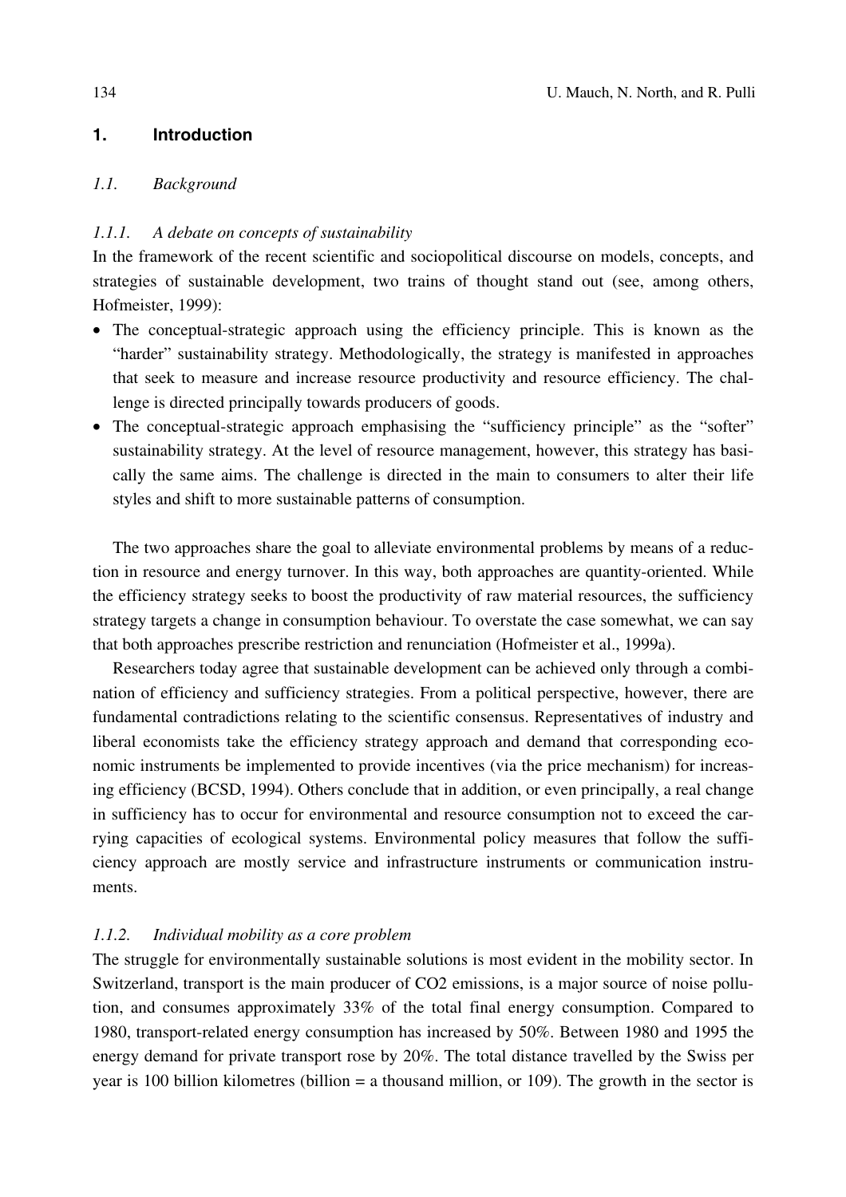## 1. Introduction

### 1.1. Background

#### 1.1.1. A debate on concepts of sustainability

In the framework of the recent scientific and sociopolitical discourse on models, concepts, and strategies of sustainable development, two trains of thought stand out (see, among others, Hofmeister, 1999):

- The conceptual-strategic approach using the efficiency principle. This is known as the "harder" sustainability strategy. Methodologically, the strategy is manifested in approaches that seek to measure and increase resource productivity and resource efficiency. The challenge is directed principally towards producers of goods.
- The conceptual-strategic approach emphasising the "sufficiency principle" as the "softer" sustainability strategy. At the level of resource management, however, this strategy has basically the same aims. The challenge is directed in the main to consumers to alter their life styles and shift to more sustainable patterns of consumption.

The two approaches share the goal to alleviate environmental problems by means of a reduction in resource and energy turnover. In this way, both approaches are quantity-oriented. While the efficiency strategy seeks to boost the productivity of raw material resources, the sufficiency strategy targets a change in consumption behaviour. To overstate the case somewhat, we can say that both approaches prescribe restriction and renunciation (Hofmeister et al., 1999a).

Researchers today agree that sustainable development can be achieved only through a combination of efficiency and sufficiency strategies. From a political perspective, however, there are fundamental contradictions relating to the scientific consensus. Representatives of industry and liberal economists take the efficiency strategy approach and demand that corresponding economic instruments be implemented to provide incentives (via the price mechanism) for increasing efficiency (BCSD, 1994). Others conclude that in addition, or even principally, a real change in sufficiency has to occur for environmental and resource consumption not to exceed the carrying capacities of ecological systems. Environmental policy measures that follow the sufficiency approach are mostly service and infrastructure instruments or communication instruments.

#### 1.1.2. Individual mobility as a core problem

The struggle for environmentally sustainable solutions is most evident in the mobility sector. In Switzerland, transport is the main producer of $CO_2$ emissions, is a major source of noise pollution, and consumes approximately 33% of the total final energy consumption. Compared to 1980, transport-related energy consumption has increased by 50%. Between 1980 and 1995 the energy demand for private transport rose by 20%. The total distance travelled by the Swiss per year is 100 billion kilometres (billion = a thousand million, or $10^9$). The growth in the sector is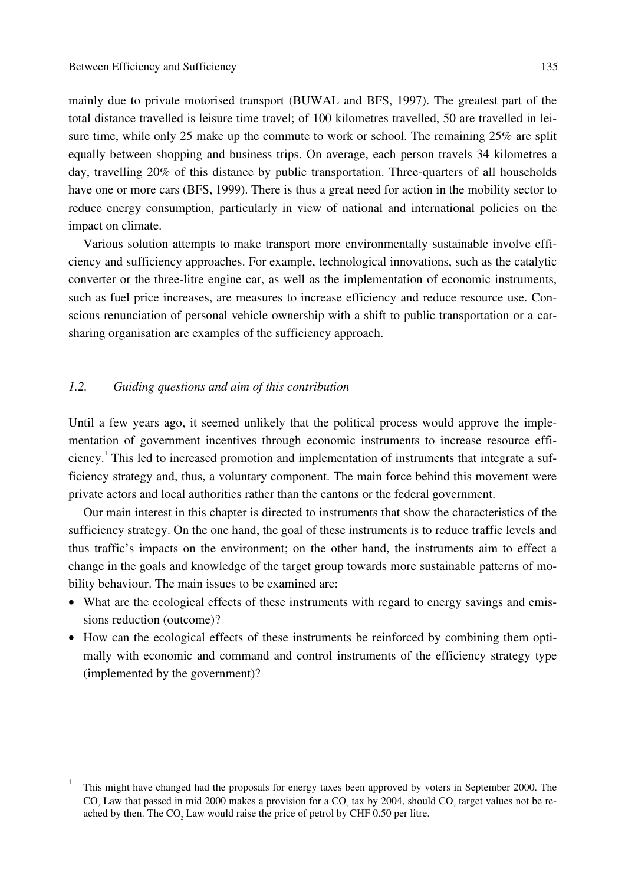mainly due to private motorised transport (BUWAL and BFS, 1997). The greatest part of the total distance travelled is leisure time travel; of 100 kilometres travelled, 50 are travelled in leisure time, while only 25 make up the commute to work or school. The remaining 25% are split equally between shopping and business trips. On average, each person travels 34 kilometres a day, travelling 20% of this distance by public transportation. Three-quarters of all households have one or more cars (BFS, 1999). There is thus a great need for action in the mobility sector to reduce energy consumption, particularly in view of national and international policies on the impact on climate.

Various solution attempts to make transport more environmentally sustainable involve efficiency and sufficiency approaches. For example, technological innovations, such as the catalytic converter or the three-litre engine car, as well as the implementation of economic instruments, such as fuel price increases, are measures to increase efficiency and reduce resource use. Conscious renunciation of personal vehicle ownership with a shift to public transportation or a car-sharing organisation are examples of the sufficiency approach.

### *1.2. Guiding questions and aim of this contribution*

Until a few years ago, it seemed unlikely that the political process would approve the implementation of government incentives through economic instruments to increase resource efficiency.[1] This led to increased promotion and implementation of instruments that integrate a sufficiency strategy and, thus, a voluntary component. The main force behind this movement were private actors and local authorities rather than the cantons or the federal government.

Our main interest in this chapter is directed to instruments that show the characteristics of the sufficiency strategy. On the one hand, the goal of these instruments is to reduce traffic levels and thus traffic's impacts on the environment; on the other hand, the instruments aim to effect a change in the goals and knowledge of the target group towards more sustainable patterns of mobility behaviour. The main issues to be examined are:

- What are the ecological effects of these instruments with regard to energy savings and emissions reduction (outcome)?
- How can the ecological effects of these instruments be reinforced by combining them optimally with economic and command and control instruments of the efficiency strategy type (implemented by the government)?

---

[1] This might have changed had the proposals for energy taxes been approved by voters in September 2000. The $CO_2$ Law that passed in mid 2000 makes a provision for a $CO_2$ tax by 2004, should $CO_2$ target values not be reached by then. The $CO_2$ Law would raise the price of petrol by CHF 0.50 per litre.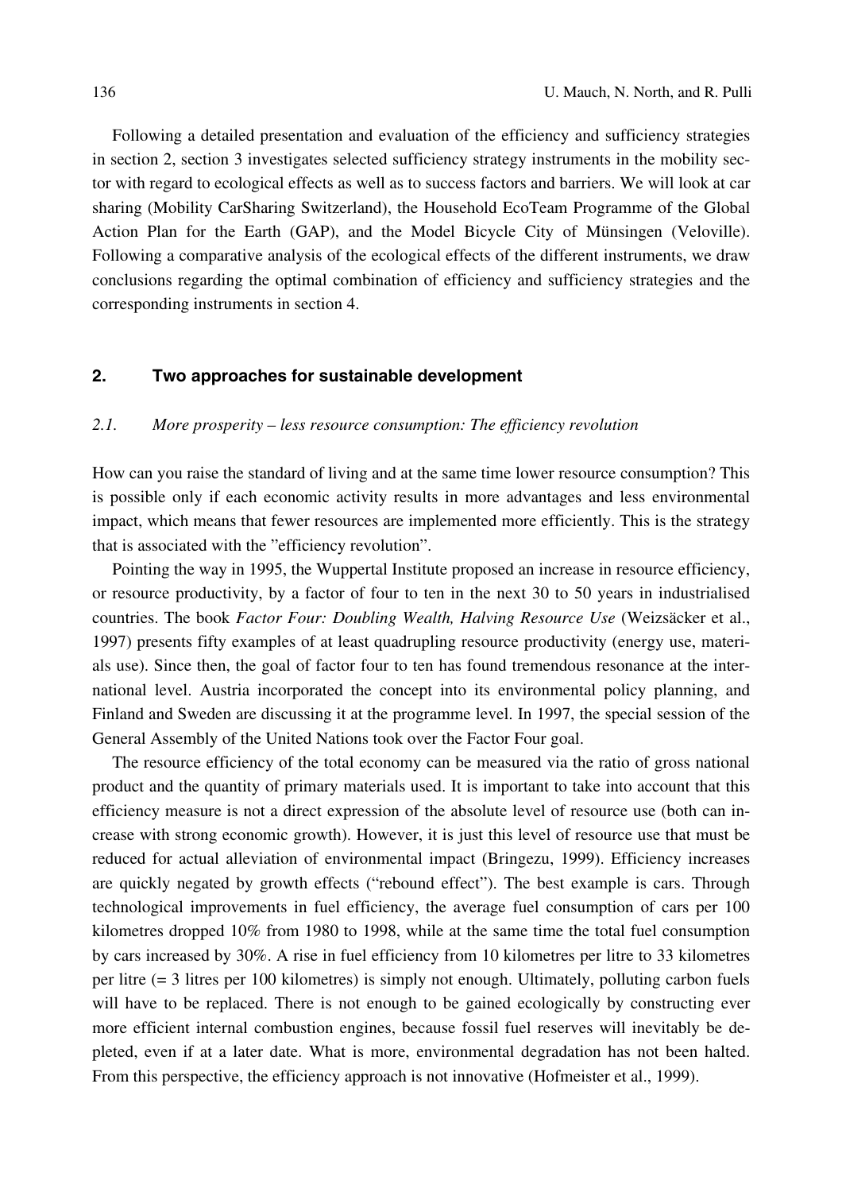Following a detailed presentation and evaluation of the efficiency and sufficiency strategies in section 2, section 3 investigates selected sufficiency strategy instruments in the mobility sector with regard to ecological effects as well as to success factors and barriers. We will look at car sharing (Mobility CarSharing Switzerland), the Household EcoTeam Programme of the Global Action Plan for the Earth (GAP), and the Model Bicycle City of Münsingen (Veloville). Following a comparative analysis of the ecological effects of the different instruments, we draw conclusions regarding the optimal combination of efficiency and sufficiency strategies and the corresponding instruments in section 4.

## 2. Two approaches for sustainable development

### *2.1. More prosperity – less resource consumption: The efficiency revolution*

How can you raise the standard of living and at the same time lower resource consumption? This is possible only if each economic activity results in more advantages and less environmental impact, which means that fewer resources are implemented more efficiently. This is the strategy that is associated with the "efficiency revolution".

Pointing the way in 1995, the Wuppertal Institute proposed an increase in resource efficiency, or resource productivity, by a factor of four to ten in the next 30 to 50 years in industrialised countries. The book *Factor Four: Doubling Wealth, Halving Resource Use* (Weizsäcker et al., 1997) presents fifty examples of at least quadrupling resource productivity (energy use, materials use). Since then, the goal of factor four to ten has found tremendous resonance at the international level. Austria incorporated the concept into its environmental policy planning, and Finland and Sweden are discussing it at the programme level. In 1997, the special session of the General Assembly of the United Nations took over the Factor Four goal.

The resource efficiency of the total economy can be measured via the ratio of gross national product and the quantity of primary materials used. It is important to take into account that this efficiency measure is not a direct expression of the absolute level of resource use (both can increase with strong economic growth). However, it is just this level of resource use that must be reduced for actual alleviation of environmental impact (Bringezu, 1999). Efficiency increases are quickly negated by growth effects ("rebound effect"). The best example is cars. Through technological improvements in fuel efficiency, the average fuel consumption of cars per 100 kilometres dropped 10% from 1980 to 1998, while at the same time the total fuel consumption by cars increased by 30%. A rise in fuel efficiency from 10 kilometres per litre to 33 kilometres per litre (= 3 litres per 100 kilometres) is simply not enough. Ultimately, polluting carbon fuels will have to be replaced. There is not enough to be gained ecologically by constructing ever more efficient internal combustion engines, because fossil fuel reserves will inevitably be depleted, even if at a later date. What is more, environmental degradation has not been halted. From this perspective, the efficiency approach is not innovative (Hofmeister et al., 1999).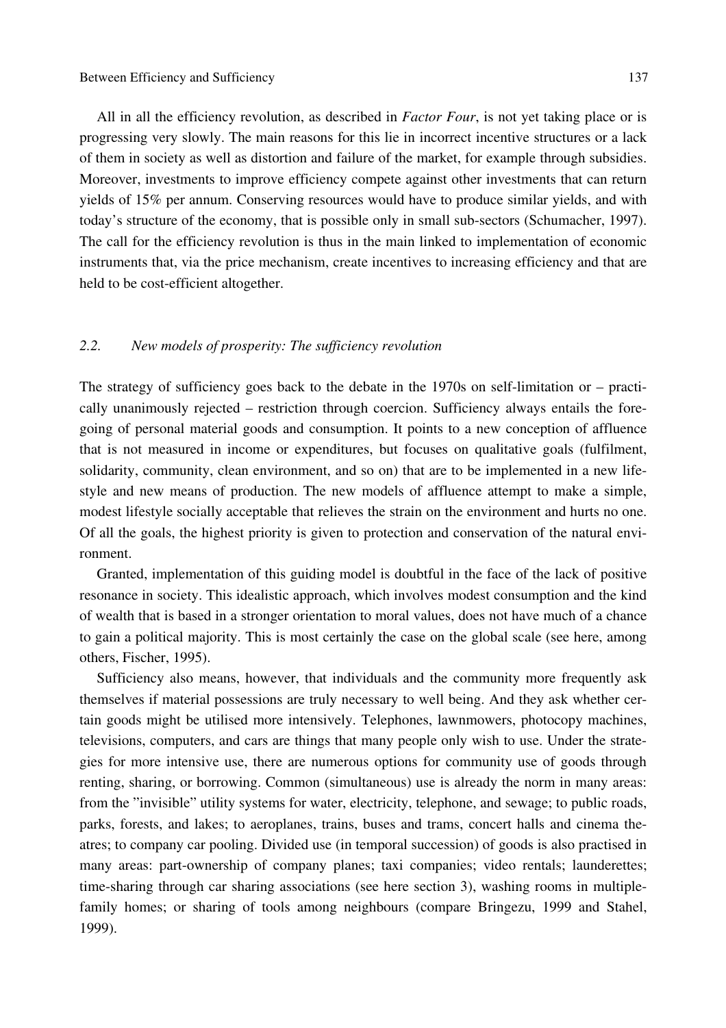All in all the efficiency revolution, as described in *Factor Four*, is not yet taking place or is progressing very slowly. The main reasons for this lie in incorrect incentive structures or a lack of them in society as well as distortion and failure of the market, for example through subsidies. Moreover, investments to improve efficiency compete against other investments that can return yields of 15% per annum. Conserving resources would have to produce similar yields, and with today's structure of the economy, that is possible only in small sub-sectors (Schumacher, 1997). The call for the efficiency revolution is thus in the main linked to implementation of economic instruments that, via the price mechanism, create incentives to increasing efficiency and that are held to be cost-efficient altogether.

## *2.2. New models of prosperity: The sufficiency revolution*

The strategy of sufficiency goes back to the debate in the 1970s on self-limitation or – practically unanimously rejected – restriction through coercion. Sufficiency always entails the foregoing of personal material goods and consumption. It points to a new conception of affluence that is not measured in income or expenditures, but focuses on qualitative goals (fulfilment, solidarity, community, clean environment, and so on) that are to be implemented in a new lifestyle and new means of production. The new models of affluence attempt to make a simple, modest lifestyle socially acceptable that relieves the strain on the environment and hurts no one. Of all the goals, the highest priority is given to protection and conservation of the natural environment.

Granted, implementation of this guiding model is doubtful in the face of the lack of positive resonance in society. This idealistic approach, which involves modest consumption and the kind of wealth that is based in a stronger orientation to moral values, does not have much of a chance to gain a political majority. This is most certainly the case on the global scale (see here, among others, Fischer, 1995).

Sufficiency also means, however, that individuals and the community more frequently ask themselves if material possessions are truly necessary to well being. And they ask whether certain goods might be utilised more intensively. Telephones, lawnmowers, photocopy machines, televisions, computers, and cars are things that many people only wish to use. Under the strategies for more intensive use, there are numerous options for community use of goods through renting, sharing, or borrowing. Common (simultaneous) use is already the norm in many areas: from the "invisible" utility systems for water, electricity, telephone, and sewage; to public roads, parks, forests, and lakes; to aeroplanes, trains, buses and trams, concert halls and cinema theatres; to company car pooling. Divided use (in temporal succession) of goods is also practised in many areas: part-ownership of company planes; taxi companies; video rentals; launderettes; time-sharing through car sharing associations (see here section 3), washing rooms in multiple-family homes; or sharing of tools among neighbours (compare Bringezu, 1999 and Stahel, 1999).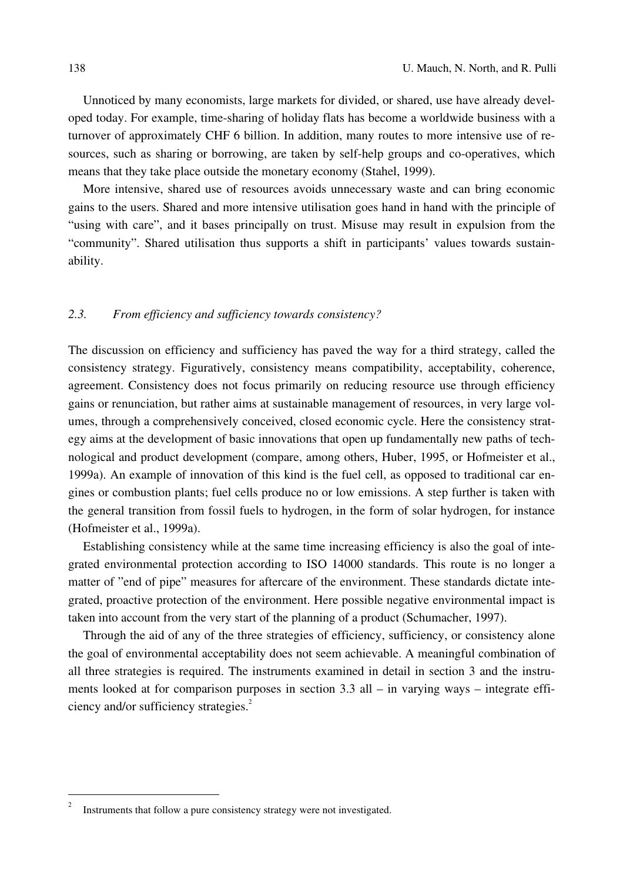Unnoticed by many economists, large markets for divided, or shared, use have already developed today. For example, time-sharing of holiday flats has become a worldwide business with a turnover of approximately CHF 6 billion. In addition, many routes to more intensive use of resources, such as sharing or borrowing, are taken by self-help groups and co-operatives, which means that they take place outside the monetary economy (Stahel, 1999).

More intensive, shared use of resources avoids unnecessary waste and can bring economic gains to the users. Shared and more intensive utilisation goes hand in hand with the principle of "using with care", and it bases principally on trust. Misuse may result in expulsion from the "community". Shared utilisation thus supports a shift in participants' values towards sustainability.

### *2.3. From efficiency and sufficiency towards consistency?*

The discussion on efficiency and sufficiency has paved the way for a third strategy, called the consistency strategy. Figuratively, consistency means compatibility, acceptability, coherence, agreement. Consistency does not focus primarily on reducing resource use through efficiency gains or renunciation, but rather aims at sustainable management of resources, in very large volumes, through a comprehensively conceived, closed economic cycle. Here the consistency strategy aims at the development of basic innovations that open up fundamentally new paths of technological and product development (compare, among others, Huber, 1995, or Hofmeister et al., 1999a). An example of innovation of this kind is the fuel cell, as opposed to traditional car engines or combustion plants; fuel cells produce no or low emissions. A step further is taken with the general transition from fossil fuels to hydrogen, in the form of solar hydrogen, for instance (Hofmeister et al., 1999a).

Establishing consistency while at the same time increasing efficiency is also the goal of integrated environmental protection according to ISO 14000 standards. This route is no longer a matter of "end of pipe" measures for aftercare of the environment. These standards dictate integrated, proactive protection of the environment. Here possible negative environmental impact is taken into account from the very start of the planning of a product (Schumacher, 1997).

Through the aid of any of the three strategies of efficiency, sufficiency, or consistency alone the goal of environmental acceptability does not seem achievable. A meaningful combination of all three strategies is required. The instruments examined in detail in section 3 and the instruments looked at for comparison purposes in section 3.3 all – in varying ways – integrate efficiency and/or sufficiency strategies.[2]

---

[2] Instruments that follow a pure consistency strategy were not investigated.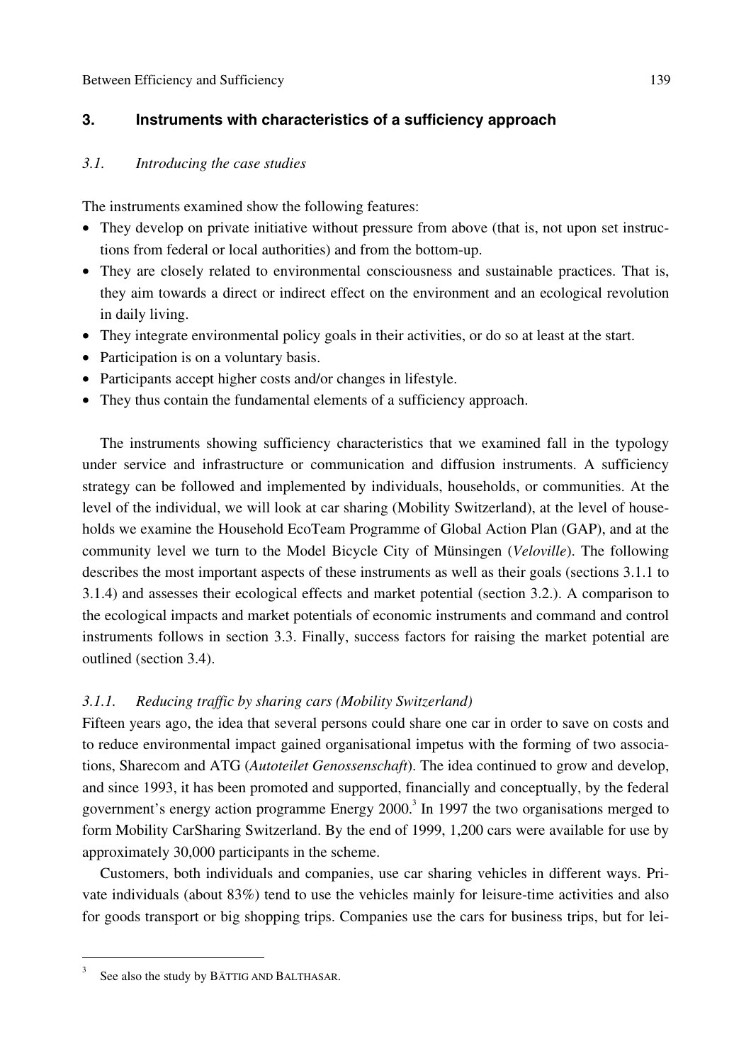## 3. Instruments with characteristics of a sufficiency approach

### *3.1. Introducing the case studies*

The instruments examined show the following features:

- They develop on private initiative without pressure from above (that is, not upon set instructions from federal or local authorities) and from the bottom-up.
- They are closely related to environmental consciousness and sustainable practices. That is, they aim towards a direct or indirect effect on the environment and an ecological revolution in daily living.
- They integrate environmental policy goals in their activities, or do so at least at the start.
- Participation is on a voluntary basis.
- Participants accept higher costs and/or changes in lifestyle.
- They thus contain the fundamental elements of a sufficiency approach.

The instruments showing sufficiency characteristics that we examined fall in the typology under service and infrastructure or communication and diffusion instruments. A sufficiency strategy can be followed and implemented by individuals, households, or communities. At the level of the individual, we will look at car sharing (Mobility Switzerland), at the level of households we examine the Household EcoTeam Programme of Global Action Plan (GAP), and at the community level we turn to the Model Bicycle City of Münsingen (*Veloville*). The following describes the most important aspects of these instruments as well as their goals (sections 3.1.1 to 3.1.4) and assesses their ecological effects and market potential (section 3.2.). A comparison to the ecological impacts and market potentials of economic instruments and command and control instruments follows in section 3.3. Finally, success factors for raising the market potential are outlined (section 3.4).

#### *3.1.1. Reducing traffic by sharing cars (Mobility Switzerland)*

Fifteen years ago, the idea that several persons could share one car in order to save on costs and to reduce environmental impact gained organisational impetus with the forming of two associations, Sharecom and ATG (*Autoteilet Genossenschaft*). The idea continued to grow and develop, and since 1993, it has been promoted and supported, financially and conceptually, by the federal government's energy action programme Energy 2000.[3] In 1997 the two organisations merged to form Mobility CarSharing Switzerland. By the end of 1999, 1,200 cars were available for use by approximately 30,000 participants in the scheme.

Customers, both individuals and companies, use car sharing vehicles in different ways. Private individuals (about 83%) tend to use the vehicles mainly for leisure-time activities and also for goods transport or big shopping trips. Companies use the cars for business trips, but for lei-

---

[3] See also the study by BÄTTIG AND BALTHASAR.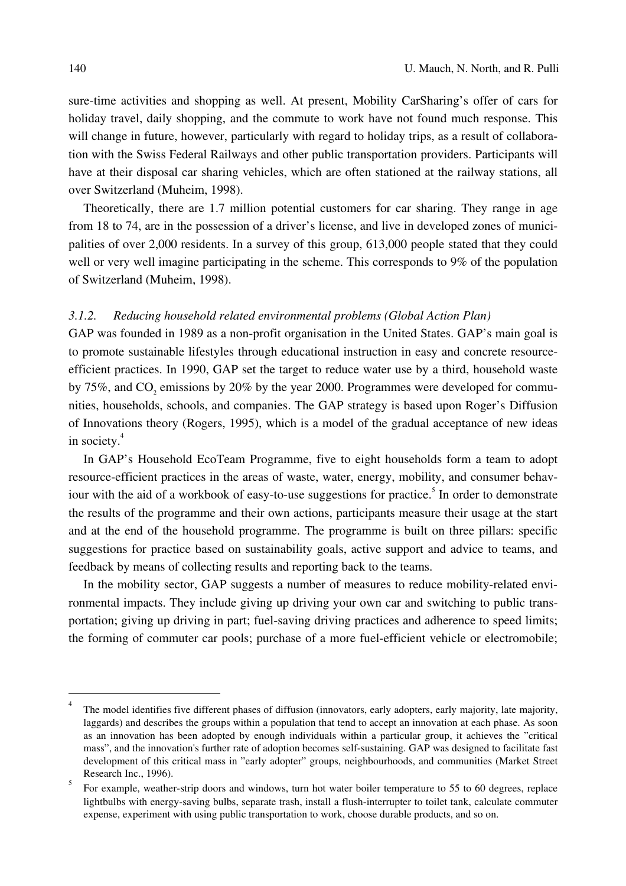sure-time activities and shopping as well. At present, Mobility CarSharing's offer of cars for holiday travel, daily shopping, and the commute to work have not found much response. This will change in future, however, particularly with regard to holiday trips, as a result of collaboration with the Swiss Federal Railways and other public transportation providers. Participants will have at their disposal car sharing vehicles, which are often stationed at the railway stations, all over Switzerland (Muheim, 1998).

Theoretically, there are 1.7 million potential customers for car sharing. They range in age from 18 to 74, are in the possession of a driver's license, and live in developed zones of municipalities of over 2,000 residents. In a survey of this group, 613,000 people stated that they could well or very well imagine participating in the scheme. This corresponds to 9% of the population of Switzerland (Muheim, 1998).

### *3.1.2. Reducing household related environmental problems (Global Action Plan)*

GAP was founded in 1989 as a non-profit organisation in the United States. GAP's main goal is to promote sustainable lifestyles through educational instruction in easy and concrete resource-efficient practices. In 1990, GAP set the target to reduce water use by a third, household waste by 75%, and $CO_2$ emissions by 20% by the year 2000. Programmes were developed for communities, households, schools, and companies. The GAP strategy is based upon Roger's Diffusion of Innovations theory (Rogers, 1995), which is a model of the gradual acceptance of new ideas in society.[4]

In GAP's Household EcoTeam Programme, five to eight households form a team to adopt resource-efficient practices in the areas of waste, water, energy, mobility, and consumer behaviour with the aid of a workbook of easy-to-use suggestions for practice.[5] In order to demonstrate the results of the programme and their own actions, participants measure their usage at the start and at the end of the household programme. The programme is built on three pillars: specific suggestions for practice based on sustainability goals, active support and advice to teams, and feedback by means of collecting results and reporting back to the teams.

In the mobility sector, GAP suggests a number of measures to reduce mobility-related environmental impacts. They include giving up driving your own car and switching to public transportation; giving up driving in part; fuel-saving driving practices and adherence to speed limits; the forming of commuter car pools; purchase of a more fuel-efficient vehicle or electromobile;

---

[4] The model identifies five different phases of diffusion (innovators, early adopters, early majority, late majority, laggards) and describes the groups within a population that tend to accept an innovation at each phase. As soon as an innovation has been adopted by enough individuals within a particular group, it achieves the "critical mass", and the innovation's further rate of adoption becomes self-sustaining. GAP was designed to facilitate fast development of this critical mass in "early adopter" groups, neighbourhoods, and communities (Market Street Research Inc., 1996).

[5] For example, weather-strip doors and windows, turn hot water boiler temperature to 55 to 60 degrees, replace lightbulbs with energy-saving bulbs, separate trash, install a flush-interrupter to toilet tank, calculate commuter expense, experiment with using public transportation to work, choose durable products, and so on.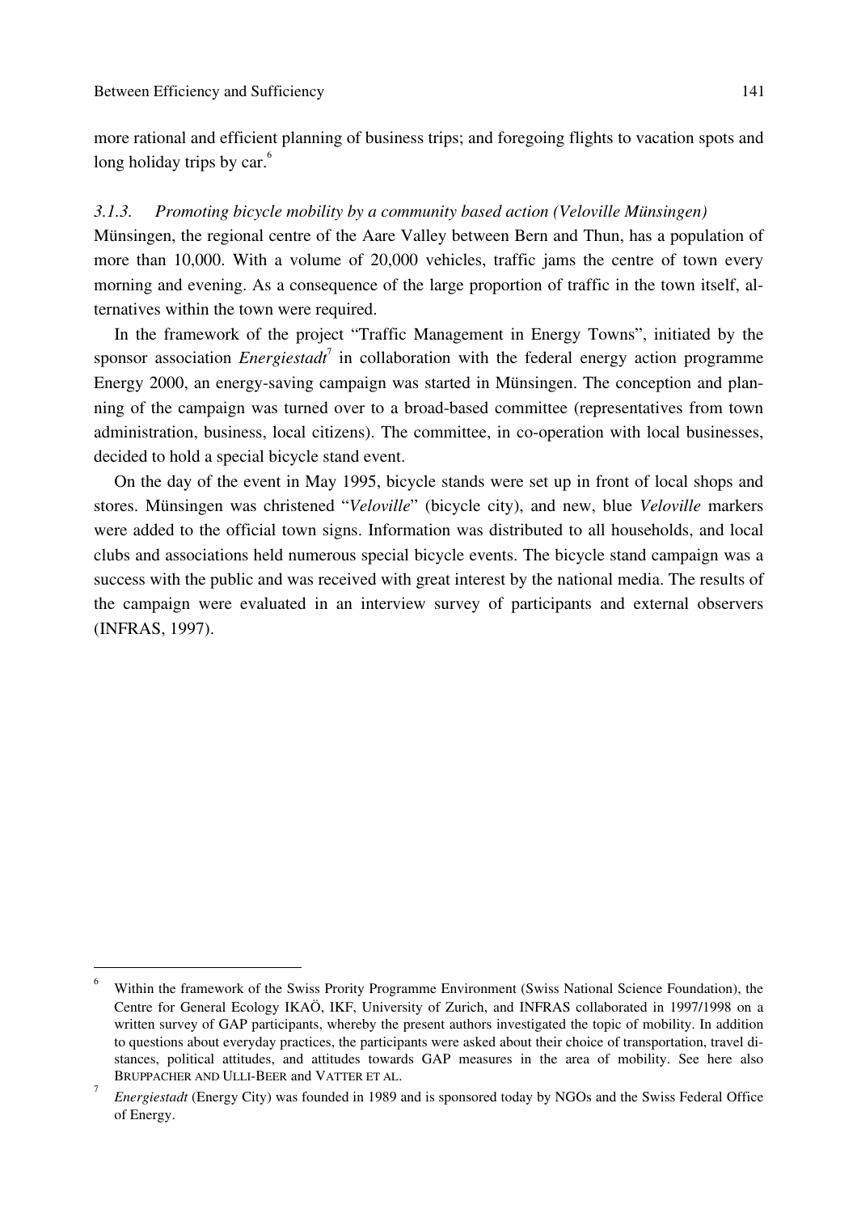more rational and efficient planning of business trips; and foregoing flights to vacation spots and long holiday trips by car.[6]

### *3.1.3. Promoting bicycle mobility by a community based action (Veloville Münsingen)*

Münsingen, the regional centre of the Aare Valley between Bern and Thun, has a population of more than 10,000. With a volume of 20,000 vehicles, traffic jams the centre of town every morning and evening. As a consequence of the large proportion of traffic in the town itself, alternatives within the town were required.

In the framework of the project "Traffic Management in Energy Towns", initiated by the sponsor association *Energiestadt*[7] in collaboration with the federal energy action programme Energy 2000, an energy-saving campaign was started in Münsingen. The conception and planning of the campaign was turned over to a broad-based committee (representatives from town administration, business, local citizens). The committee, in co-operation with local businesses, decided to hold a special bicycle stand event.

On the day of the event in May 1995, bicycle stands were set up in front of local shops and stores. Münsingen was christened "*Veloville*" (bicycle city), and new, blue *Veloville* markers were added to the official town signs. Information was distributed to all households, and local clubs and associations held numerous special bicycle events. The bicycle stand campaign was a success with the public and was received with great interest by the national media. The results of the campaign were evaluated in an interview survey of participants and external observers (INFRAS, 1997).

---

[6] Within the framework of the Swiss Prority Programme Environment (Swiss National Science Foundation), the Centre for General Ecology IKAÖ, IKF, University of Zurich, and INFRAS collaborated in 1997/1998 on a written survey of GAP participants, whereby the present authors investigated the topic of mobility. In addition to questions about everyday practices, the participants were asked about their choice of transportation, travel distances, political attitudes, and attitudes towards GAP measures in the area of mobility. See here also BRUPPACHER AND ULLI-BEER and VATTER ET AL.

[7] *Energiestadt* (Energy City) was founded in 1989 and is sponsored today by NGOs and the Swiss Federal Office of Energy.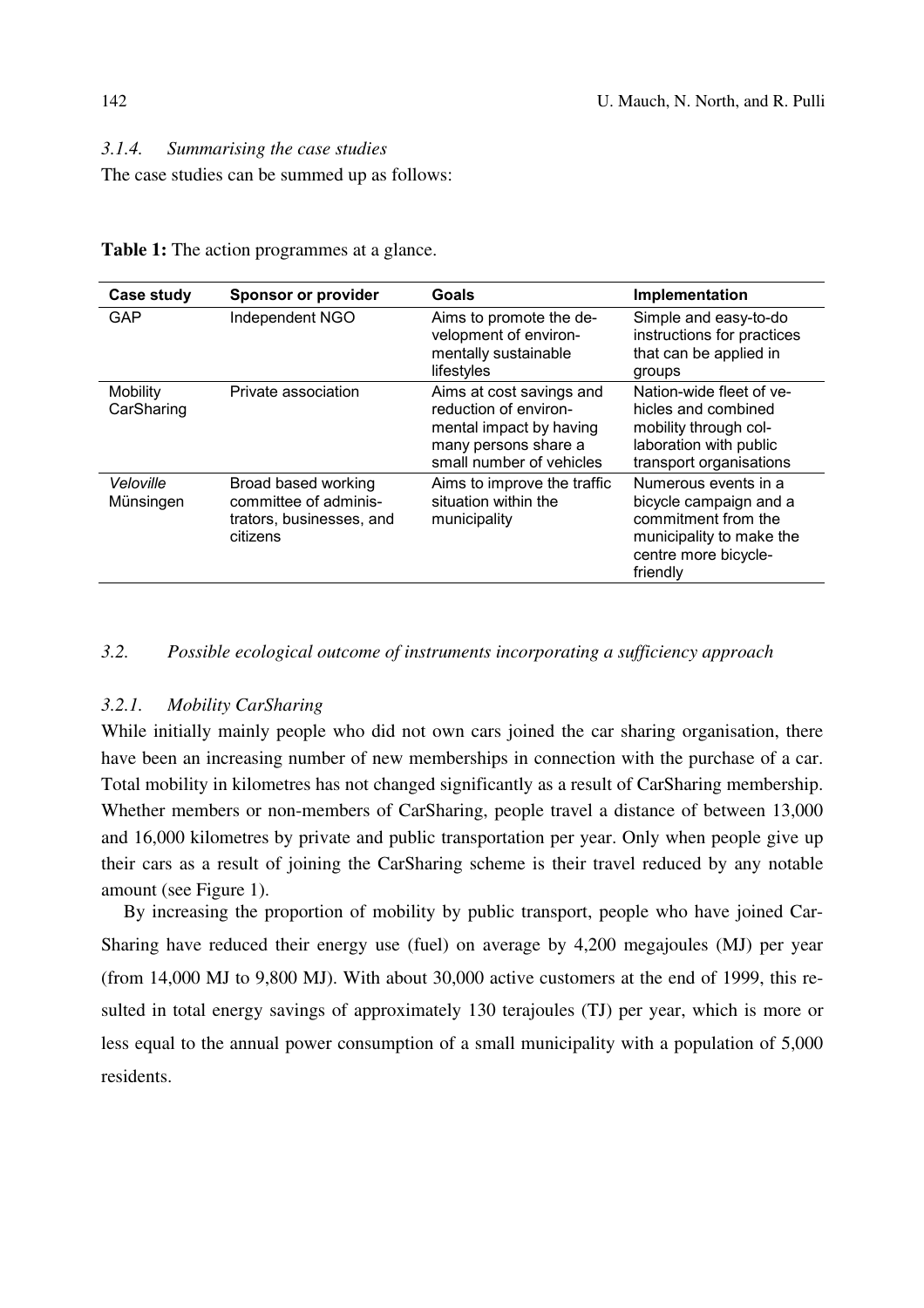### *3.1.4. Summarising the case studies*

The case studies can be summed up as follows:

**Table 1:** The action programmes at a glance.

| Case study | Sponsor or provider | Goals | Implementation |
|---|---|---|---|
| GAP | Independent NGO | Aims to promote the development of environmentally sustainable lifestyles | Simple and easy-to-do instructions for practices that can be applied in groups |
| Mobility CarSharing | Private association | Aims at cost savings and reduction of environmental impact by having many persons share a small number of vehicles | Nation-wide fleet of vehicles and combined mobility through collaboration with public transport organisations |
| *Veloville* Münsingen | Broad based working committee of administrators, businesses, and citizens | Aims to improve the traffic situation within the municipality | Numerous events in a bicycle campaign and a commitment from the municipality to make the centre more bicycle-friendly |

## *3.2. Possible ecological outcome of instruments incorporating a sufficiency approach*

### *3.2.1. Mobility CarSharing*

While initially mainly people who did not own cars joined the car sharing organisation, there have been an increasing number of new memberships in connection with the purchase of a car. Total mobility in kilometres has not changed significantly as a result of CarSharing membership. Whether members or non-members of CarSharing, people travel a distance of between 13,000 and 16,000 kilometres by private and public transportation per year. Only when people give up their cars as a result of joining the CarSharing scheme is their travel reduced by any notable amount (see Figure 1).

By increasing the proportion of mobility by public transport, people who have joined CarSharing have reduced their energy use (fuel) on average by 4,200 megajoules (MJ) per year (from 14,000 MJ to 9,800 MJ). With about 30,000 active customers at the end of 1999, this resulted in total energy savings of approximately 130 terajoules (TJ) per year, which is more or less equal to the annual power consumption of a small municipality with a population of 5,000 residents.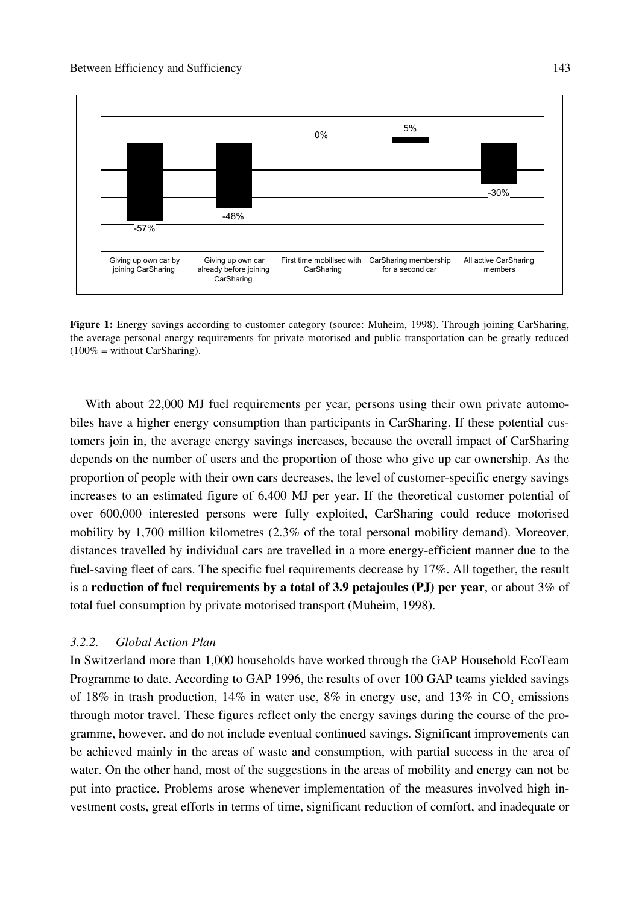Figure 1: Energy savings according to customer category (source: Muheim, 1998). Through joining CarSharing, the average personal energy requirements for private motorised and public transportation can be greatly reduced (100% = without CarSharing).

With about 22,000 MJ fuel requirements per year, persons using their own private automobiles have a higher energy consumption than participants in CarSharing. If these potential customers join in, the average energy savings increases, because the overall impact of CarSharing depends on the number of users and the proportion of those who give up car ownership. As the proportion of people with their own cars decreases, the level of customer-specific energy savings increases to an estimated figure of 6,400 MJ per year. If the theoretical customer potential of over 600,000 interested persons were fully exploited, CarSharing could reduce motorised mobility by 1,700 million kilometres (2.3% of the total personal mobility demand). Moreover, distances travelled by individual cars are travelled in a more energy-efficient manner due to the fuel-saving fleet of cars. The specific fuel requirements decrease by 17%. All together, the result is a **reduction of fuel requirements by a total of 3.9 petajoules (PJ) per year**, or about 3% of total fuel consumption by private motorised transport (Muheim, 1998).

### *3.2.2. Global Action Plan*

In Switzerland more than 1,000 households have worked through the GAP Household EcoTeam Programme to date. According to GAP 1996, the results of over 100 GAP teams yielded savings of 18% in trash production, 14% in water use, 8% in energy use, and 13% in $CO_2$ emissions through motor travel. These figures reflect only the energy savings during the course of the programme, however, and do not include eventual continued savings. Significant improvements can be achieved mainly in the areas of waste and consumption, with partial success in the area of water. On the other hand, most of the suggestions in the areas of mobility and energy can not be put into practice. Problems arose whenever implementation of the measures involved high investment costs, great efforts in terms of time, significant reduction of comfort, and inadequate or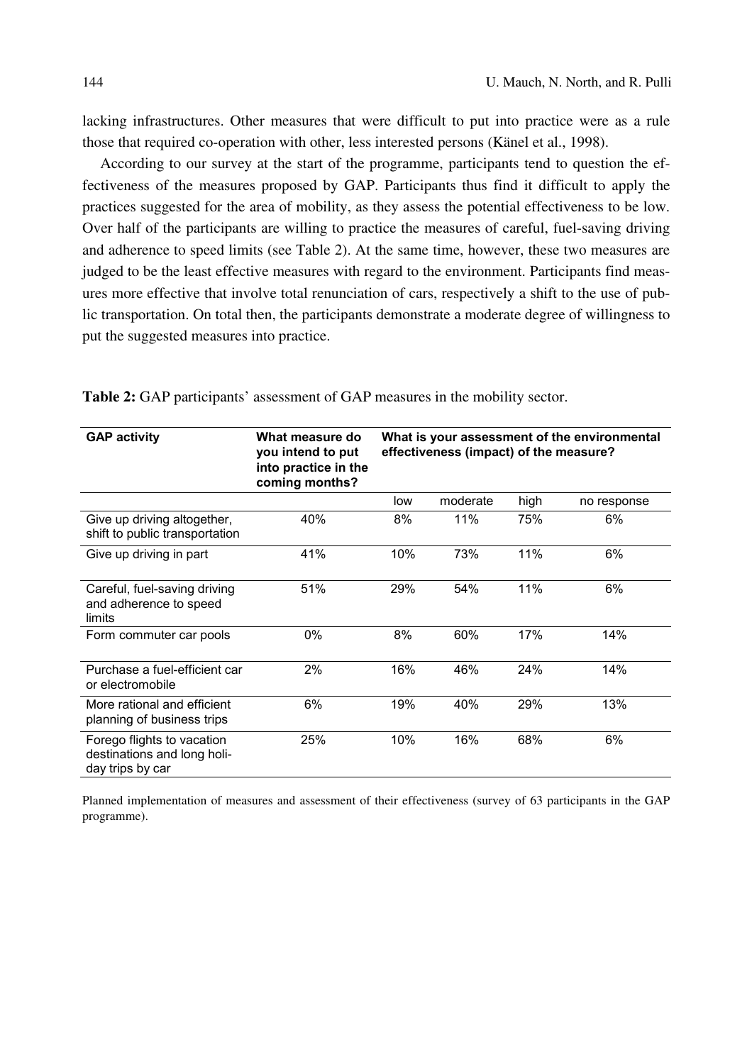lacking infrastructures. Other measures that were difficult to put into practice were as a rule those that required co-operation with other, less interested persons (Känel et al., 1998).

According to our survey at the start of the programme, participants tend to question the effectiveness of the measures proposed by GAP. Participants thus find it difficult to apply the practices suggested for the area of mobility, as they assess the potential effectiveness to be low. Over half of the participants are willing to practice the measures of careful, fuel-saving driving and adherence to speed limits (see Table 2). At the same time, however, these two measures are judged to be the least effective measures with regard to the environment. Participants find measures more effective that involve total renunciation of cars, respectively a shift to the use of public transportation. On total then, the participants demonstrate a moderate degree of willingness to put the suggested measures into practice.

**Table 2:** GAP participants' assessment of GAP measures in the mobility sector.

| GAP activity | What measure do you intend to put into practice in the coming months? | What is your assessment of the environmental effectiveness (impact) of the measure? | | | |
|---|---|---|---|---|---|
| | | low | moderate | high | no response |
| Give up driving altogether, shift to public transportation | 40% | 8% | 11% | 75% | 6% |
| Give up driving in part | 41% | 10% | 73% | 11% | 6% |
| Careful, fuel-saving driving and adherence to speed limits | 51% | 29% | 54% | 11% | 6% |
| Form commuter car pools | 0% | 8% | 60% | 17% | 14% |
| Purchase a fuel-efficient car or electromobile | 2% | 16% | 46% | 24% | 14% |
| More rational and efficient planning of business trips | 6% | 19% | 40% | 29% | 13% |
| Forego flights to vacation destinations and long holiday trips by car | 25% | 10% | 16% | 68% | 6% |

Planned implementation of measures and assessment of their effectiveness (survey of 63 participants in the GAP programme).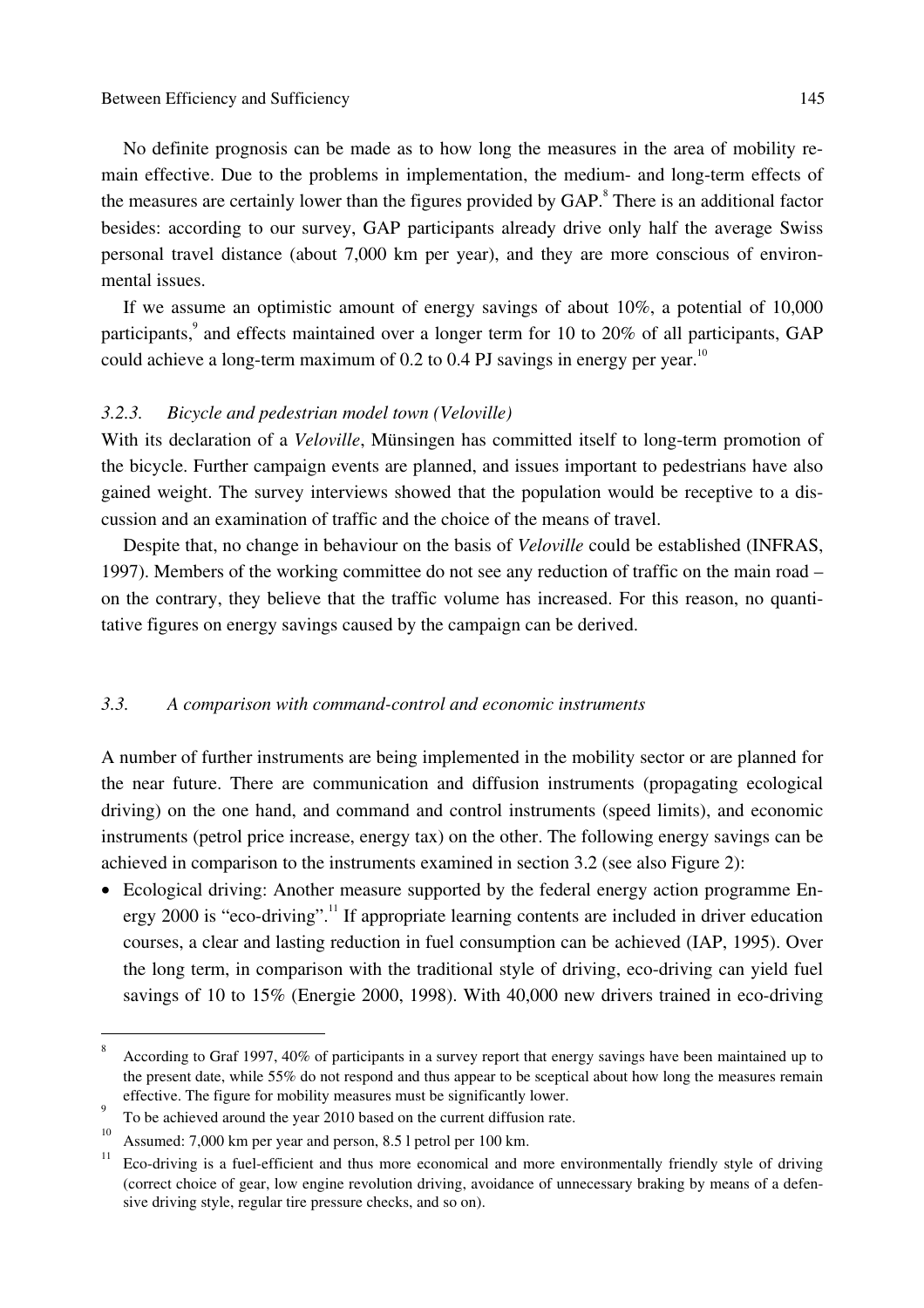No definite prognosis can be made as to how long the measures in the area of mobility remain effective. Due to the problems in implementation, the medium- and long-term effects of the measures are certainly lower than the figures provided by GAP.[8] There is an additional factor besides: according to our survey, GAP participants already drive only half the average Swiss personal travel distance (about 7,000 km per year), and they are more conscious of environmental issues.

If we assume an optimistic amount of energy savings of about 10%, a potential of 10,000 participants,[9] and effects maintained over a longer term for 10 to 20% of all participants, GAP could achieve a long-term maximum of 0.2 to 0.4 PJ savings in energy per year.[10]

#### *3.2.3. Bicycle and pedestrian model town (Veloville)*

With its declaration of a *Veloville*, Münsingen has committed itself to long-term promotion of the bicycle. Further campaign events are planned, and issues important to pedestrians have also gained weight. The survey interviews showed that the population would be receptive to a discussion and an examination of traffic and the choice of the means of travel.

Despite that, no change in behaviour on the basis of *Veloville* could be established (INFRAS, 1997). Members of the working committee do not see any reduction of traffic on the main road – on the contrary, they believe that the traffic volume has increased. For this reason, no quantitative figures on energy savings caused by the campaign can be derived.

### *3.3. A comparison with command-control and economic instruments*

A number of further instruments are being implemented in the mobility sector or are planned for the near future. There are communication and diffusion instruments (propagating ecological driving) on the one hand, and command and control instruments (speed limits), and economic instruments (petrol price increase, energy tax) on the other. The following energy savings can be achieved in comparison to the instruments examined in section 3.2 (see also Figure 2):

- Ecological driving: Another measure supported by the federal energy action programme Energy 2000 is "eco-driving".[11] If appropriate learning contents are included in driver education courses, a clear and lasting reduction in fuel consumption can be achieved (IAP, 1995). Over the long term, in comparison with the traditional style of driving, eco-driving can yield fuel savings of 10 to 15% (Energie 2000, 1998). With 40,000 new drivers trained in eco-driving

---

[8] According to Graf 1997, 40% of participants in a survey report that energy savings have been maintained up to the present date, while 55% do not respond and thus appear to be sceptical about how long the measures remain effective. The figure for mobility measures must be significantly lower.

[9] To be achieved around the year 2010 based on the current diffusion rate.

[10] Assumed: 7,000 km per year and person, 8.5 l petrol per 100 km.

[11] Eco-driving is a fuel-efficient and thus more economical and more environmentally friendly style of driving (correct choice of gear, low engine revolution driving, avoidance of unnecessary braking by means of a defensive driving style, regular tire pressure checks, and so on).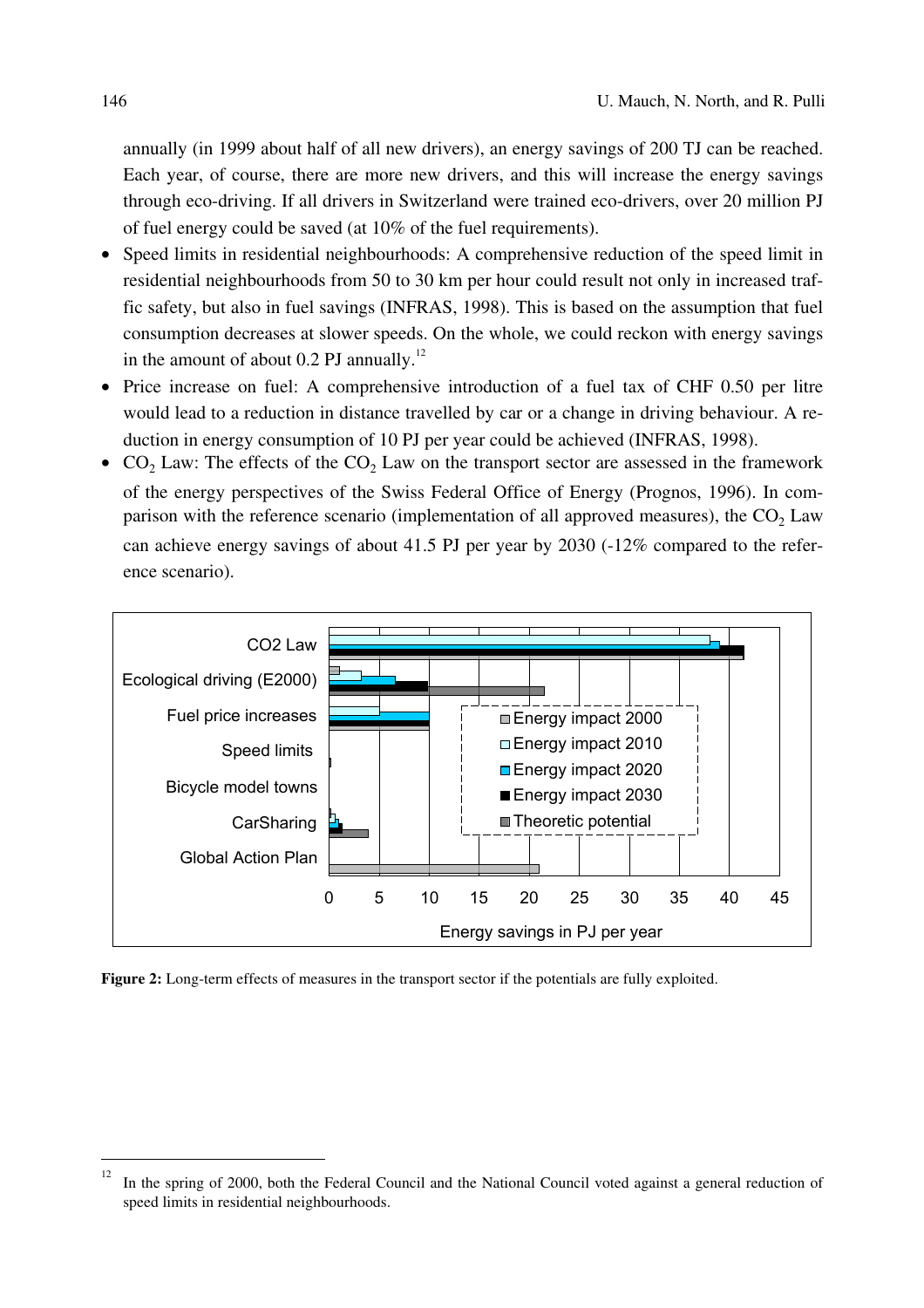annually (in 1999 about half of all new drivers), an energy savings of 200 TJ can be reached. Each year, of course, there are more new drivers, and this will increase the energy savings through eco-driving. If all drivers in Switzerland were trained eco-drivers, over 20 million PJ of fuel energy could be saved (at 10% of the fuel requirements).

- Speed limits in residential neighbourhoods: A comprehensive reduction of the speed limit in residential neighbourhoods from 50 to 30 km per hour could result not only in increased traffic safety, but also in fuel savings (INFRAS, 1998). This is based on the assumption that fuel consumption decreases at slower speeds. On the whole, we could reckon with energy savings in the amount of about 0.2 PJ annually.[12]
- Price increase on fuel: A comprehensive introduction of a fuel tax of CHF 0.50 per litre would lead to a reduction in distance travelled by car or a change in driving behaviour. A reduction in energy consumption of 10 PJ per year could be achieved (INFRAS, 1998).
- $CO_2$ Law: The effects of the $CO_2$ Law on the transport sector are assessed in the framework of the energy perspectives of the Swiss Federal Office of Energy (Prognos, 1996). In comparison with the reference scenario (implementation of all approved measures), the $CO_2$ Law can achieve energy savings of about 41.5 PJ per year by 2030 (-12% compared to the reference scenario).

**Figure 2:** Long-term effects of measures in the transport sector if the potentials are fully exploited.

[12] In the spring of 2000, both the Federal Council and the National Council voted against a general reduction of speed limits in residential neighbourhoods.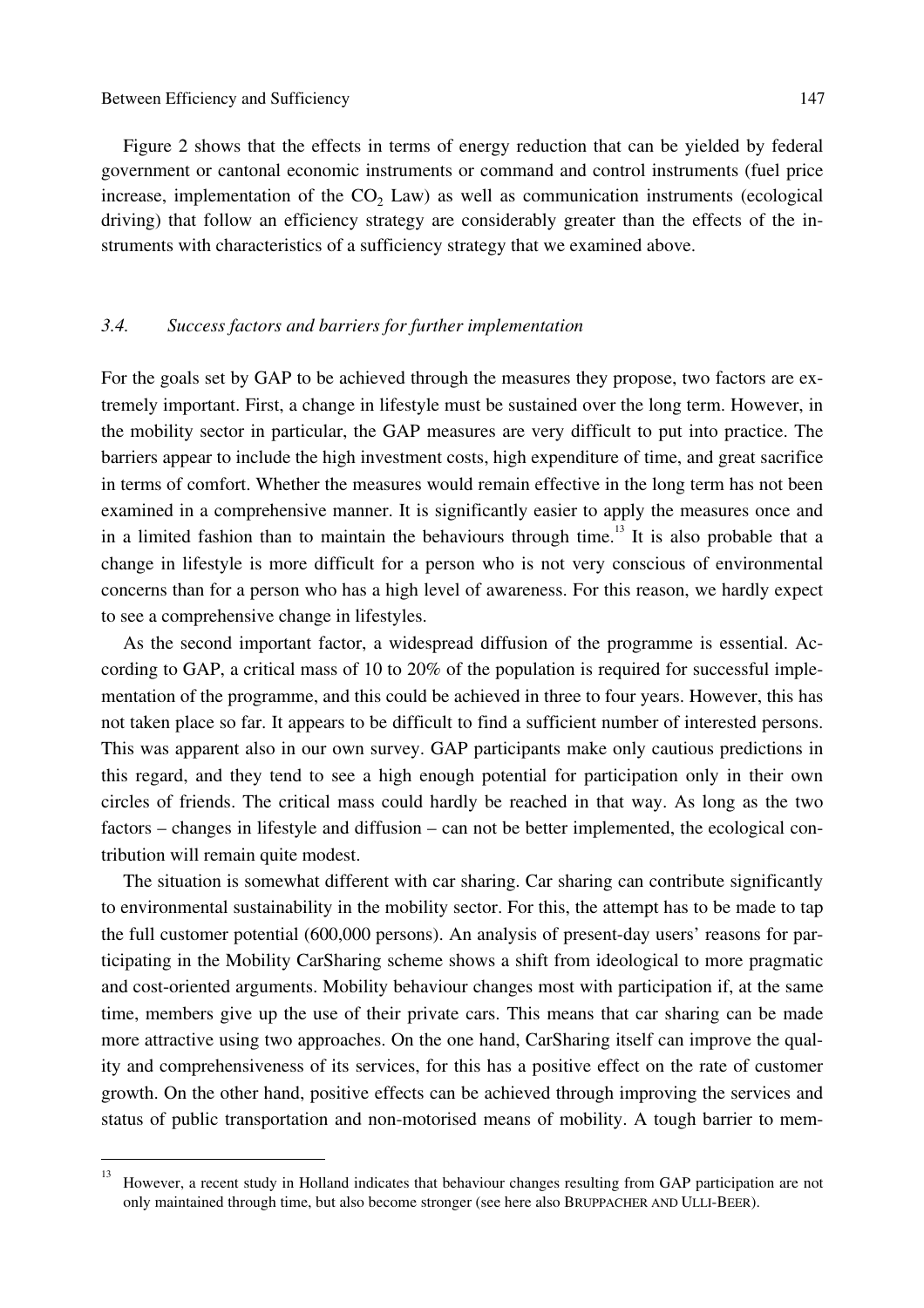Figure 2 shows that the effects in terms of energy reduction that can be yielded by federal government or cantonal economic instruments or command and control instruments (fuel price increase, implementation of the $CO_2$ Law) as well as communication instruments (ecological driving) that follow an efficiency strategy are considerably greater than the effects of the instruments with characteristics of a sufficiency strategy that we examined above.

### *3.4. Success factors and barriers for further implementation*

For the goals set by GAP to be achieved through the measures they propose, two factors are extremely important. First, a change in lifestyle must be sustained over the long term. However, in the mobility sector in particular, the GAP measures are very difficult to put into practice. The barriers appear to include the high investment costs, high expenditure of time, and great sacrifice in terms of comfort. Whether the measures would remain effective in the long term has not been examined in a comprehensive manner. It is significantly easier to apply the measures once and in a limited fashion than to maintain the behaviours through time.[13] It is also probable that a change in lifestyle is more difficult for a person who is not very conscious of environmental concerns than for a person who has a high level of awareness. For this reason, we hardly expect to see a comprehensive change in lifestyles.

As the second important factor, a widespread diffusion of the programme is essential. According to GAP, a critical mass of 10 to 20% of the population is required for successful implementation of the programme, and this could be achieved in three to four years. However, this has not taken place so far. It appears to be difficult to find a sufficient number of interested persons. This was apparent also in our own survey. GAP participants make only cautious predictions in this regard, and they tend to see a high enough potential for participation only in their own circles of friends. The critical mass could hardly be reached in that way. As long as the two factors – changes in lifestyle and diffusion – can not be better implemented, the ecological contribution will remain quite modest.

The situation is somewhat different with car sharing. Car sharing can contribute significantly to environmental sustainability in the mobility sector. For this, the attempt has to be made to tap the full customer potential (600,000 persons). An analysis of present-day users' reasons for participating in the Mobility CarSharing scheme shows a shift from ideological to more pragmatic and cost-oriented arguments. Mobility behaviour changes most with participation if, at the same time, members give up the use of their private cars. This means that car sharing can be made more attractive using two approaches. On the one hand, CarSharing itself can improve the quality and comprehensiveness of its services, for this has a positive effect on the rate of customer growth. On the other hand, positive effects can be achieved through improving the services and status of public transportation and non-motorised means of mobility. A tough barrier to mem-

---

[13] However, a recent study in Holland indicates that behaviour changes resulting from GAP participation are not only maintained through time, but also become stronger (see here also BRUPPACHER AND ULLI-BEER).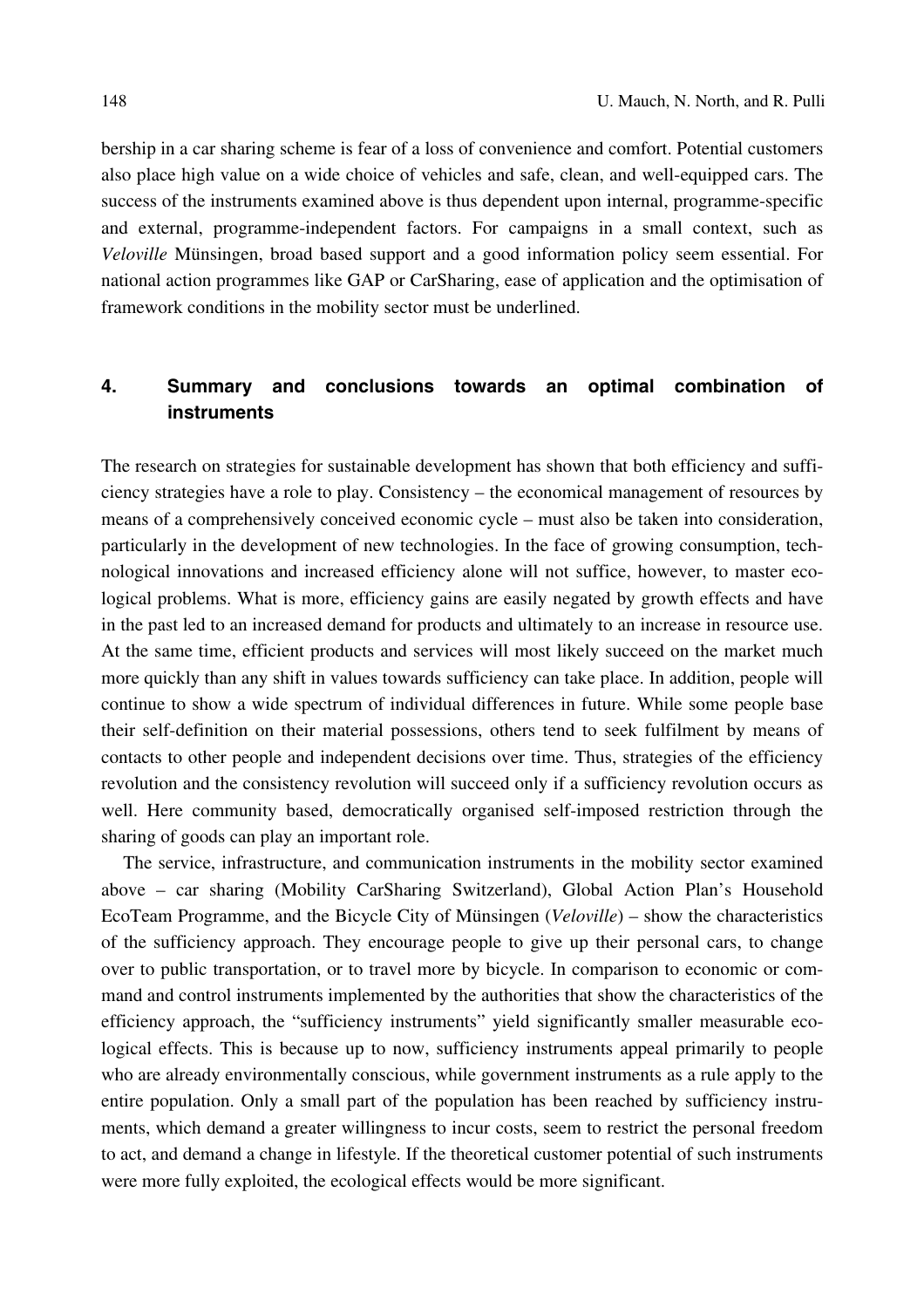bership in a car sharing scheme is fear of a loss of convenience and comfort. Potential customers also place high value on a wide choice of vehicles and safe, clean, and well-equipped cars. The success of the instruments examined above is thus dependent upon internal, programme-specific and external, programme-independent factors. For campaigns in a small context, such as *Veloville* Münsingen, broad based support and a good information policy seem essential. For national action programmes like GAP or CarSharing, ease of application and the optimisation of framework conditions in the mobility sector must be underlined.

## 4. Summary and conclusions towards an optimal combination of instruments

The research on strategies for sustainable development has shown that both efficiency and sufficiency strategies have a role to play. Consistency – the economical management of resources by means of a comprehensively conceived economic cycle – must also be taken into consideration, particularly in the development of new technologies. In the face of growing consumption, technological innovations and increased efficiency alone will not suffice, however, to master ecological problems. What is more, efficiency gains are easily negated by growth effects and have in the past led to an increased demand for products and ultimately to an increase in resource use. At the same time, efficient products and services will most likely succeed on the market much more quickly than any shift in values towards sufficiency can take place. In addition, people will continue to show a wide spectrum of individual differences in future. While some people base their self-definition on their material possessions, others tend to seek fulfilment by means of contacts to other people and independent decisions over time. Thus, strategies of the efficiency revolution and the consistency revolution will succeed only if a sufficiency revolution occurs as well. Here community based, democratically organised self-imposed restriction through the sharing of goods can play an important role.

The service, infrastructure, and communication instruments in the mobility sector examined above – car sharing (Mobility CarSharing Switzerland), Global Action Plan's Household EcoTeam Programme, and the Bicycle City of Münsingen (*Veloville*) – show the characteristics of the sufficiency approach. They encourage people to give up their personal cars, to change over to public transportation, or to travel more by bicycle. In comparison to economic or command and control instruments implemented by the authorities that show the characteristics of the efficiency approach, the "sufficiency instruments" yield significantly smaller measurable ecological effects. This is because up to now, sufficiency instruments appeal primarily to people who are already environmentally conscious, while government instruments as a rule apply to the entire population. Only a small part of the population has been reached by sufficiency instruments, which demand a greater willingness to incur costs, seem to restrict the personal freedom to act, and demand a change in lifestyle. If the theoretical customer potential of such instruments were more fully exploited, the ecological effects would be more significant.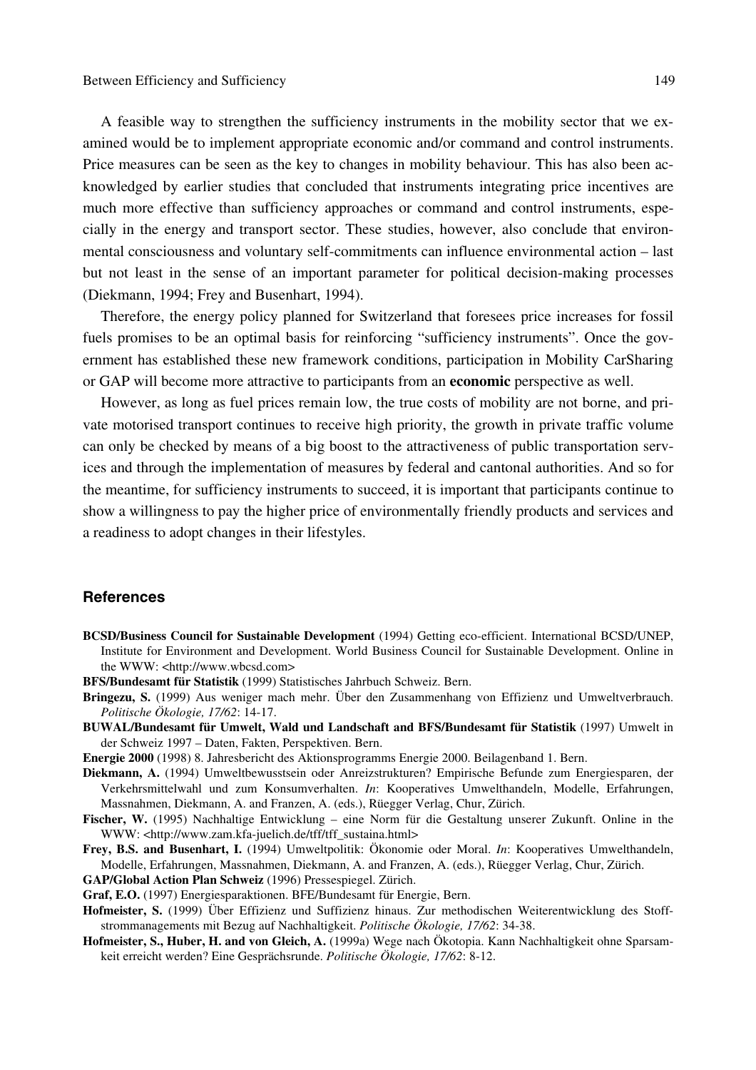A feasible way to strengthen the sufficiency instruments in the mobility sector that we examined would be to implement appropriate economic and/or command and control instruments. Price measures can be seen as the key to changes in mobility behaviour. This has also been acknowledged by earlier studies that concluded that instruments integrating price incentives are much more effective than sufficiency approaches or command and control instruments, especially in the energy and transport sector. These studies, however, also conclude that environmental consciousness and voluntary self-commitments can influence environmental action – last but not least in the sense of an important parameter for political decision-making processes (Diekmann, 1994; Frey and Busenhart, 1994).

Therefore, the energy policy planned for Switzerland that foresees price increases for fossil fuels promises to be an optimal basis for reinforcing "sufficiency instruments". Once the government has established these new framework conditions, participation in Mobility CarSharing or GAP will become more attractive to participants from an **economic** perspective as well.

However, as long as fuel prices remain low, the true costs of mobility are not borne, and private motorised transport continues to receive high priority, the growth in private traffic volume can only be checked by means of a big boost to the attractiveness of public transportation services and through the implementation of measures by federal and cantonal authorities. And so for the meantime, for sufficiency instruments to succeed, it is important that participants continue to show a willingness to pay the higher price of environmentally friendly products and services and a readiness to adopt changes in their lifestyles.

## References

**BCSD/Business Council for Sustainable Development** (1994) Getting eco-efficient. International BCSD/UNEP, Institute for Environment and Development. World Business Council for Sustainable Development. Online in the WWW: <http://www.wbcsd.com>

**BFS/Bundesamt für Statistik** (1999) Statistisches Jahrbuch Schweiz. Bern.

**Bringezu, S.** (1999) Aus weniger mach mehr. Über den Zusammenhang von Effizienz und Umweltverbrauch. *Politische Ökologie, 17/62*: 14-17.

**BUWAL/Bundesamt für Umwelt, Wald und Landschaft and BFS/Bundesamt für Statistik** (1997) Umwelt in der Schweiz 1997 – Daten, Fakten, Perspektiven. Bern.

**Energie 2000** (1998) 8. Jahresbericht des Aktionsprogramms Energie 2000. Beilagenband 1. Bern.

**Diekmann, A.** (1994) Umweltbewusstsein oder Anreizstrukturen? Empirische Befunde zum Energiesparen, der Verkehrsmittelwahl und zum Konsumverhalten. *In*: Kooperatives Umwelthandeln, Modelle, Erfahrungen, Massnahmen, Diekmann, A. and Franzen, A. (eds.), Rüegger Verlag, Chur, Zürich.

**Fischer, W.** (1995) Nachhaltige Entwicklung – eine Norm für die Gestaltung unserer Zukunft. Online in the WWW: <http://www.zam.kfa-juelich.de/tff/tff_sustaina.html>

**Frey, B.S. and Busenhart, I.** (1994) Umweltpolitik: Ökonomie oder Moral. *In*: Kooperatives Umwelthandeln, Modelle, Erfahrungen, Massnahmen, Diekmann, A. and Franzen, A. (eds.), Rüegger Verlag, Chur, Zürich.

**GAP/Global Action Plan Schweiz** (1996) Pressespiegel. Zürich.

**Graf, E.O.** (1997) Energiesparaktionen. BFE/Bundesamt für Energie, Bern.

**Hofmeister, S.** (1999) Über Effizienz und Suffizienz hinaus. Zur methodischen Weiterentwicklung des Stoffstrommanagements mit Bezug auf Nachhaltigkeit. *Politische Ökologie, 17/62*: 34-38.

**Hofmeister, S., Huber, H. and von Gleich, A.** (1999a) Wege nach Ökotopia. Kann Nachhaltigkeit ohne Sparsamkeit erreicht werden? Eine Gesprächsrunde. *Politische Ökologie, 17/62*: 8-12.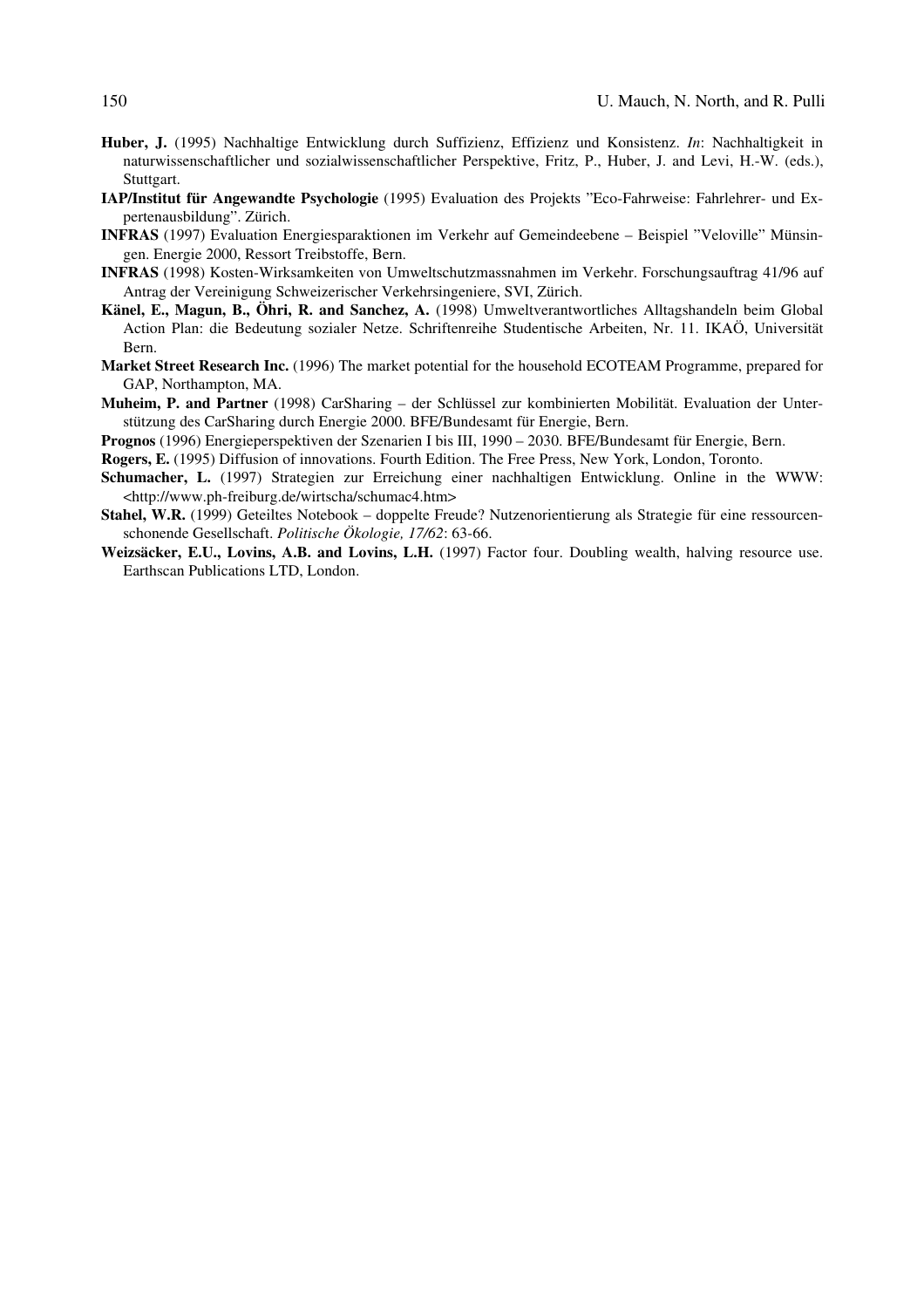**Huber, J.** (1995) Nachhaltige Entwicklung durch Suffizienz, Effizienz und Konsistenz. *In*: Nachhaltigkeit in naturwissenschaftlicher und sozialwissenschaftlicher Perspektive, Fritz, P., Huber, J. and Levi, H.-W. (eds.), Stuttgart.

**IAP/Institut für Angewandte Psychologie** (1995) Evaluation des Projekts "Eco-Fahrweise: Fahrlehrer- und Expertenausbildung". Zürich.

**INFRAS** (1997) Evaluation Energiesparaktionen im Verkehr auf Gemeindeebene – Beispiel "Veloville" Münsingen. Energie 2000, Ressort Treibstoffe, Bern.

**INFRAS** (1998) Kosten-Wirksamkeiten von Umweltschutzmassnahmen im Verkehr. Forschungsauftrag 41/96 auf Antrag der Vereinigung Schweizerischer Verkehrsingeniere, SVI, Zürich.

**Känel, E., Magun, B., Öhri, R. and Sanchez, A.** (1998) Umweltverantwortliches Alltagshandeln beim Global Action Plan: die Bedeutung sozialer Netze. Schriftenreihe Studentische Arbeiten, Nr. 11. IKAÖ, Universität Bern.

**Market Street Research Inc.** (1996) The market potential for the household ECOTEAM Programme, prepared for GAP, Northampton, MA.

**Muheim, P. and Partner** (1998) CarSharing – der Schlüssel zur kombinierten Mobilität. Evaluation der Unterstützung des CarSharing durch Energie 2000. BFE/Bundesamt für Energie, Bern.

**Prognos** (1996) Energieperspektiven der Szenarien I bis III, 1990 – 2030. BFE/Bundesamt für Energie, Bern.

**Rogers, E.** (1995) Diffusion of innovations. Fourth Edition. The Free Press, New York, London, Toronto.

**Schumacher, L.** (1997) Strategien zur Erreichung einer nachhaltigen Entwicklung. Online in the WWW: <http://www.ph-freiburg.de/wirtscha/schumac4.htm>

**Stahel, W.R.** (1999) Geteiltes Notebook – doppelte Freude? Nutzenorientierung als Strategie für eine ressourcenschonende Gesellschaft. *Politische Ökologie, 17/62*: 63-66.

**Weizsäcker, E.U., Lovins, A.B. and Lovins, L.H.** (1997) Factor four. Doubling wealth, halving resource use. Earthscan Publications LTD, London.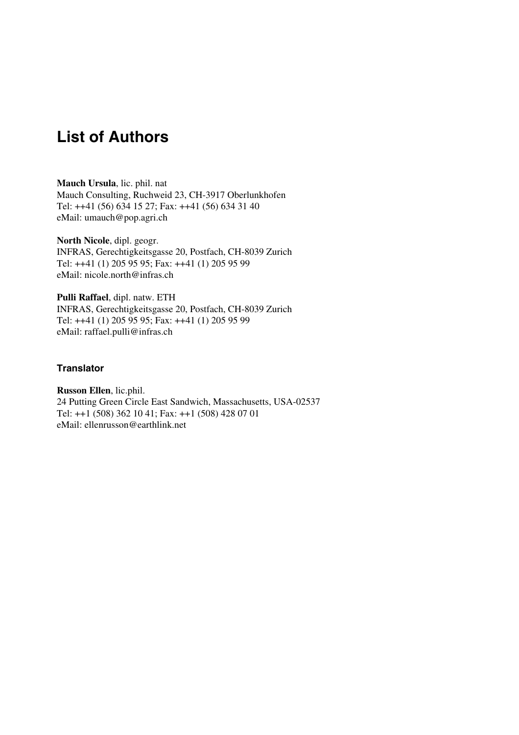# List of Authors

**Mauch Ursula**, lic. phil. nat
Mauch Consulting, Ruchweid 23, CH-3917 Oberlunkhofen
Tel: ++41 (56) 634 15 27; Fax: ++41 (56) 634 31 40
eMail: umauch@pop.agri.ch

**North Nicole**, dipl. geogr.
INFRAS, Gerechtigkeitsgasse 20, Postfach, CH-8039 Zurich
Tel: ++41 (1) 205 95 95; Fax: ++41 (1) 205 95 99
eMail: nicole.north@infras.ch

**Pulli Raffael**, dipl. natw. ETH
INFRAS, Gerechtigkeitsgasse 20, Postfach, CH-8039 Zurich
Tel: ++41 (1) 205 95 95; Fax: ++41 (1) 205 95 99
eMail: raffael.pulli@infras.ch

## Translator

**Russon Ellen**, lic.phil.
24 Putting Green Circle East Sandwich, Massachusetts, USA-02537
Tel: ++1 (508) 362 10 41; Fax: ++1 (508) 428 07 01
eMail: ellenrusson@earthlink.net